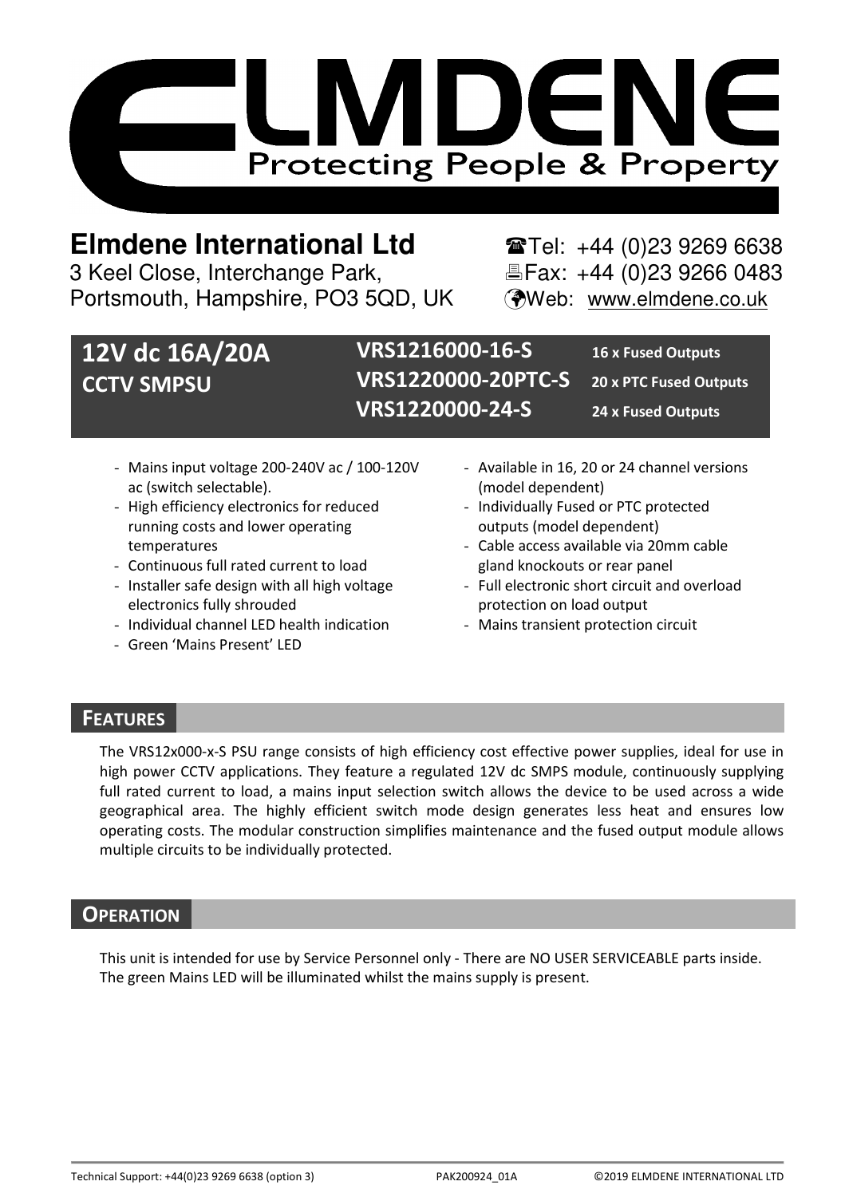# ELMDENE

Protecting People & Property

**Elmdene International Ltd**
3 Keel Close, Interchange Park,
Portsmouth, Hampshire, PO3 5QD, UK

☎Tel: +44 (0)23 9269 6638
Fax: +44 (0)23 9266 0483
Web: www.elmdene.co.uk

## 12V dc 16A/20A CCTV SMPSU

| Model | Outputs |
|---|---|
| **VRS1216000-16-S** | **16 x Fused Outputs** |
| **VRS1220000-20PTC-S** | **20 x PTC Fused Outputs** |
| **VRS1220000-24-S** | **24 x Fused Outputs** |

- Mains input voltage 200-240V ac / 100-120V ac (switch selectable).
- High efficiency electronics for reduced running costs and lower operating temperatures
- Continuous full rated current to load
- Installer safe design with all high voltage electronics fully shrouded
- Individual channel LED health indication
- Green 'Mains Present' LED
- Available in 16, 20 or 24 channel versions (model dependent)
- Individually Fused or PTC protected outputs (model dependent)
- Cable access available via 20mm cable gland knockouts or rear panel
- Full electronic short circuit and overload protection on load output
- Mains transient protection circuit

## FEATURES

The VRS12x000-x-S PSU range consists of high efficiency cost effective power supplies, ideal for use in high power CCTV applications. They feature a regulated 12V dc SMPS module, continuously supplying full rated current to load, a mains input selection switch allows the device to be used across a wide geographical area. The highly efficient switch mode design generates less heat and ensures low operating costs. The modular construction simplifies maintenance and the fused output module allows multiple circuits to be individually protected.

## OPERATION

This unit is intended for use by Service Personnel only - There are NO USER SERVICEABLE parts inside.
The green Mains LED will be illuminated whilst the mains supply is present.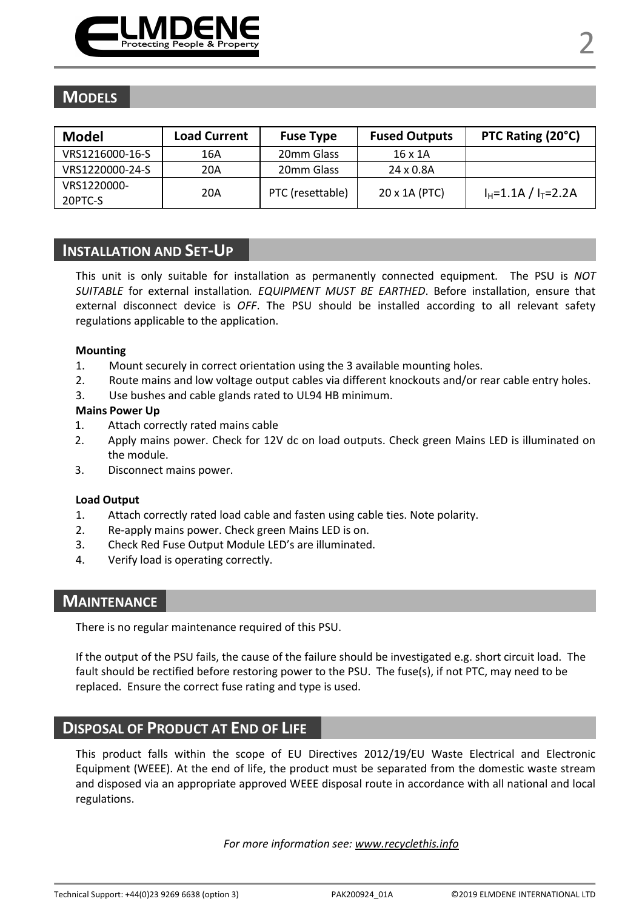## MODELS

| Model | Load Current | Fuse Type | Fused Outputs | PTC Rating (20°C) |
|---|---|---|---|---|
| VRS1216000-16-S | 16A | 20mm Glass | 16 x 1A | |
| VRS1220000-24-S | 20A | 20mm Glass | 24 x 0.8A | |
| VRS1220000-20PTC-S | 20A | PTC (resettable) | 20 x 1A (PTC) | $I_H$=1.1A / $I_T$=2.2A |

## INSTALLATION AND SET-UP

This unit is only suitable for installation as permanently connected equipment. The PSU is *NOT SUITABLE* for external installation. *EQUIPMENT MUST BE EARTHED*. Before installation, ensure that external disconnect device is *OFF*. The PSU should be installed according to all relevant safety regulations applicable to the application.

**Mounting**

1. Mount securely in correct orientation using the 3 available mounting holes.
2. Route mains and low voltage output cables via different knockouts and/or rear cable entry holes.
3. Use bushes and cable glands rated to UL94 HB minimum.

**Mains Power Up**

1. Attach correctly rated mains cable
2. Apply mains power. Check for 12V dc on load outputs. Check green Mains LED is illuminated on the module.
3. Disconnect mains power.

**Load Output**

1. Attach correctly rated load cable and fasten using cable ties. Note polarity.
2. Re-apply mains power. Check green Mains LED is on.
3. Check Red Fuse Output Module LED's are illuminated.
4. Verify load is operating correctly.

## MAINTENANCE

There is no regular maintenance required of this PSU.

If the output of the PSU fails, the cause of the failure should be investigated e.g. short circuit load. The fault should be rectified before restoring power to the PSU. The fuse(s), if not PTC, may need to be replaced. Ensure the correct fuse rating and type is used.

## DISPOSAL OF PRODUCT AT END OF LIFE

This product falls within the scope of EU Directives 2012/19/EU Waste Electrical and Electronic Equipment (WEEE). At the end of life, the product must be separated from the domestic waste stream and disposed via an appropriate approved WEEE disposal route in accordance with all national and local regulations.

*For more information see: www.recyclethis.info*

Technical Support: +44(0)23 9269 6638 (option 3) PAK200924_01A ©2019 ELMDENE INTERNATIONAL LTD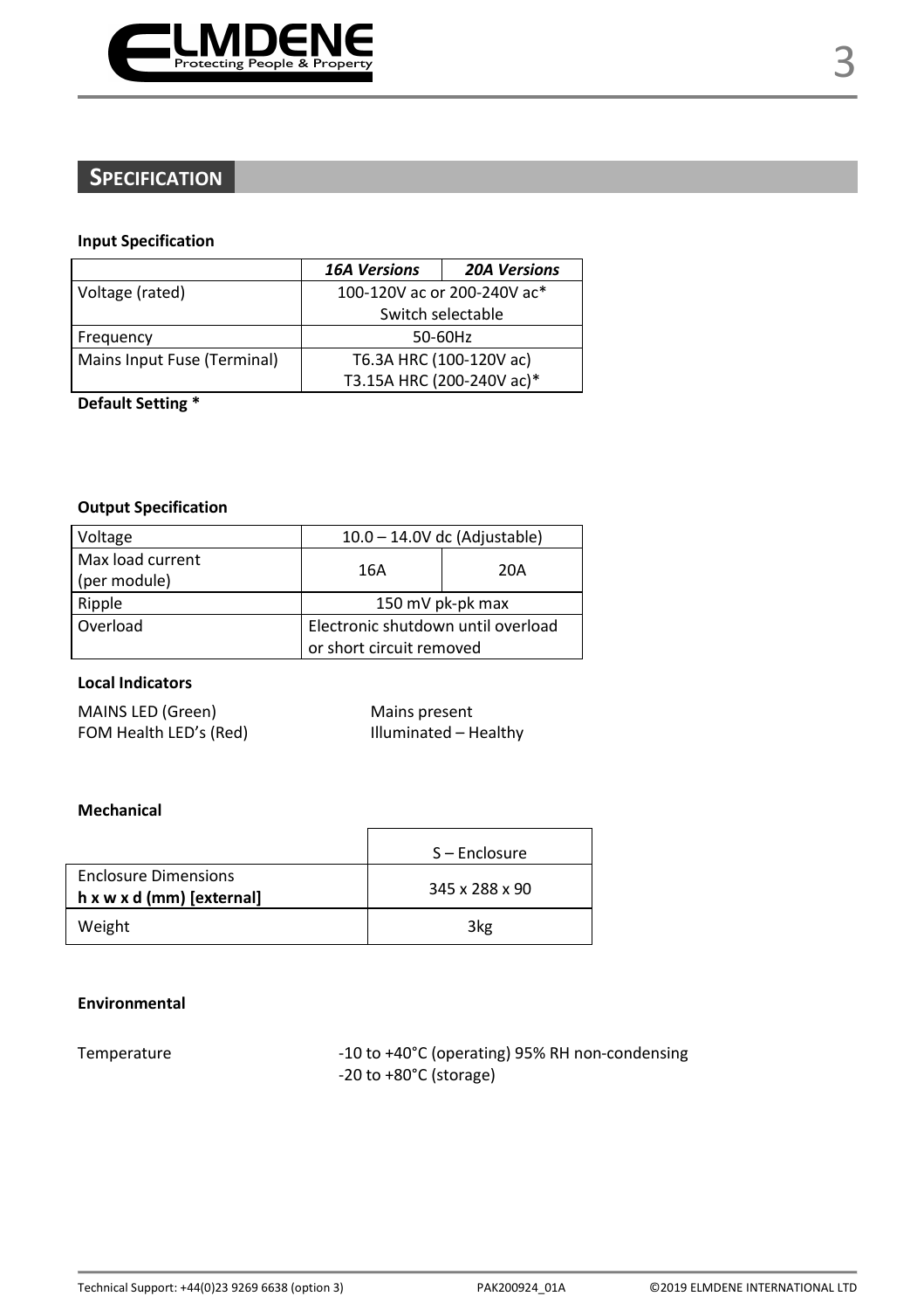## SPECIFICATION

**Input Specification**

| | *16A Versions* | *20A Versions* |
|---|---|---|
| Voltage (rated) | 100-120V ac or 200-240V ac* Switch selectable | |
| Frequency | 50-60Hz | |
| Mains Input Fuse (Terminal) | T6.3A HRC (100-120V ac) T3.15A HRC (200-240V ac)* | |

**Default Setting ***

**Output Specification**

| Voltage | 10.0 – 14.0V dc (Adjustable) | |
|---|---|---|
| Max load current (per module) | 16A | 20A |
| Ripple | 150 mV pk-pk max | |
| Overload | Electronic shutdown until overload or short circuit removed | |

**Local Indicators**

| | |
|---|---|
| MAINS LED (Green) | Mains present |
| FOM Health LED's (Red) | Illuminated – Healthy |

**Mechanical**

| | S – Enclosure |
|---|---|
| Enclosure Dimensions **h x w x d (mm) [external]** | 345 x 288 x 90 |
| Weight | 3kg |

**Environmental**

| | |
|---|---|
| Temperature | -10 to +40°C (operating) 95% RH non-condensing<br>-20 to +80°C (storage) |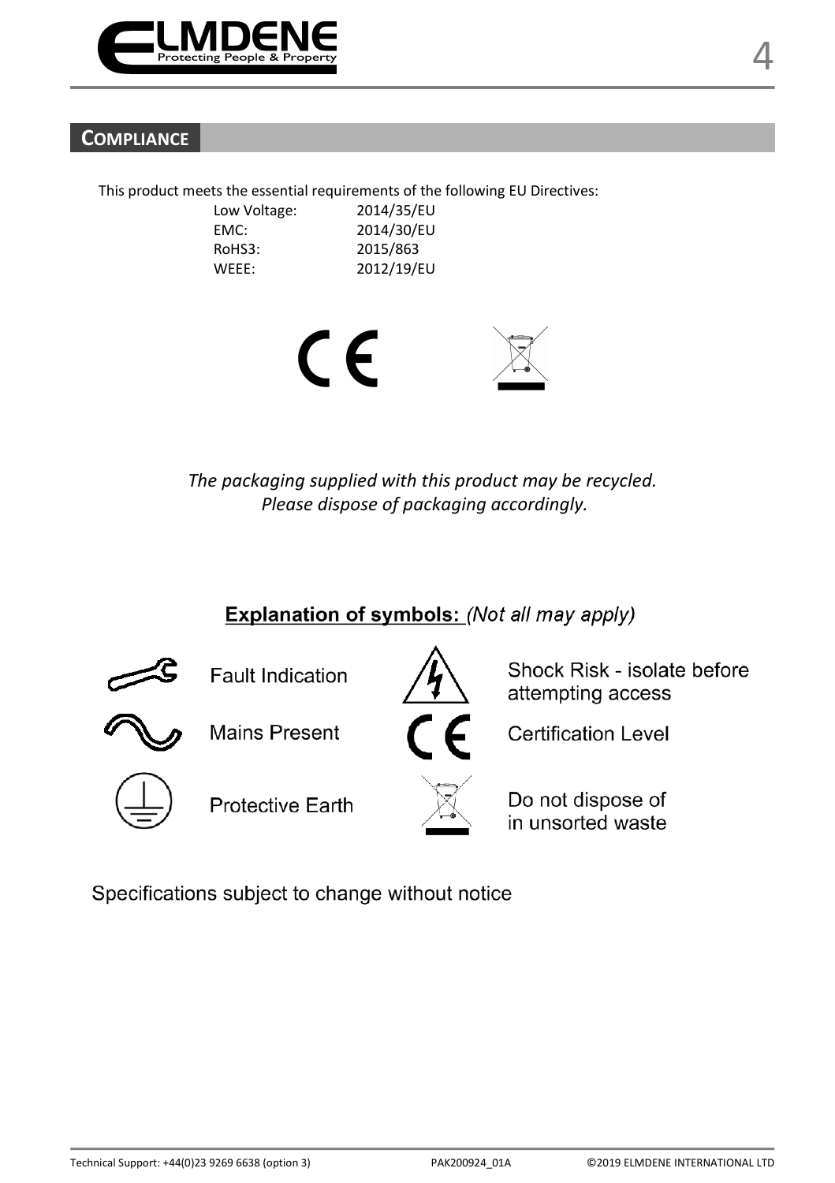## Compliance

This product meets the essential requirements of the following EU Directives:

| | |
|---|---|
| Low Voltage: | 2014/35/EU |
| EMC: | 2014/30/EU |
| RoHS3: | 2015/863 |
| WEEE: | 2012/19/EU |

*The packaging supplied with this product may be recycled.*
*Please dispose of packaging accordingly.*

**Explanation of symbols:** *(Not all may apply)*

Fault Indication

Shock Risk - isolate before attempting access

Mains Present

Certification Level

Protective Earth

Do not dispose of in unsorted waste

Specifications subject to change without notice

Technical Support: +44(0)23 9269 6638 (option 3) PAK200924_01A ©2019 ELMDENE INTERNATIONAL LTD